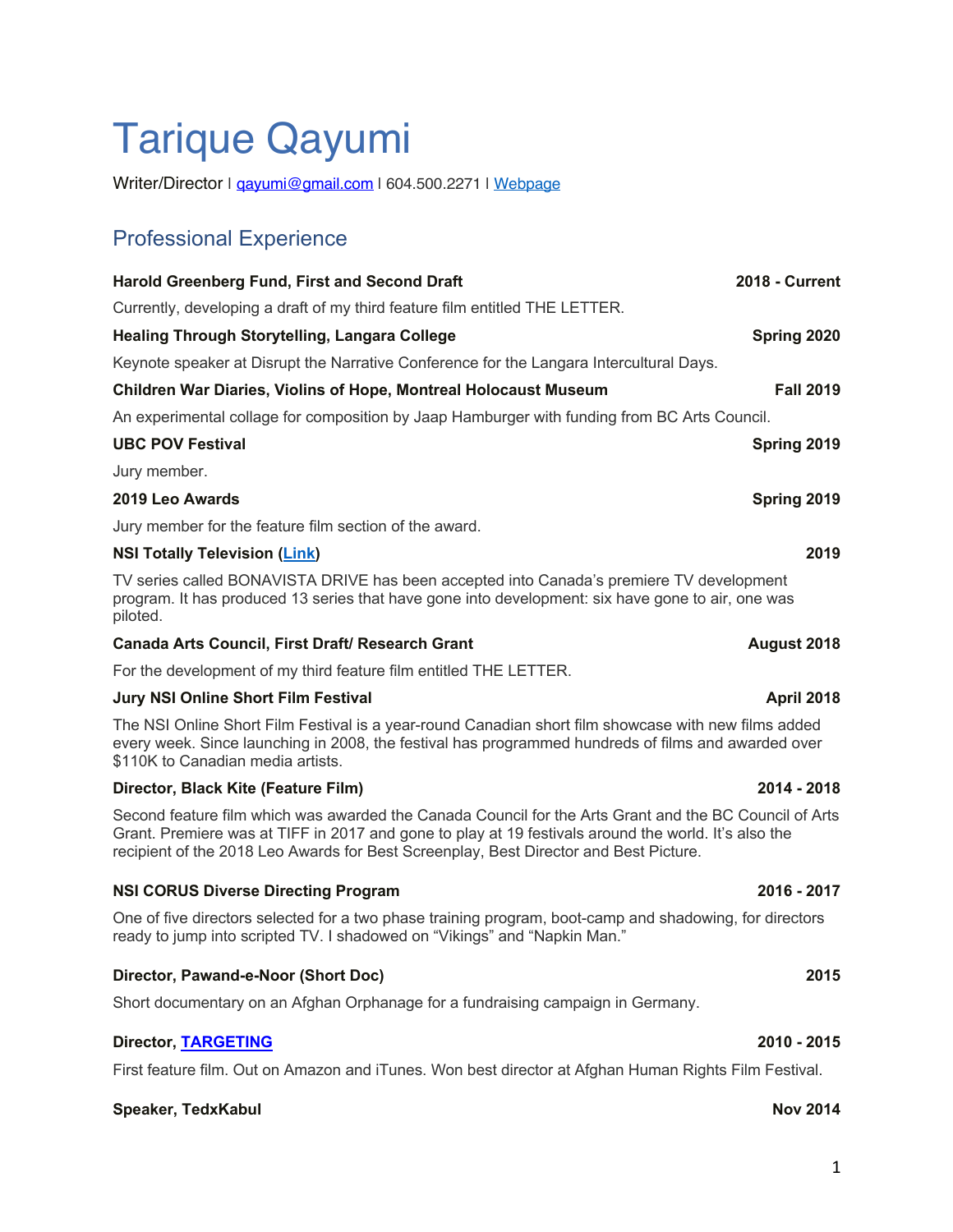# Tarique Qayumi

Writer/Director I qayumi@gmail.com I 604.500.2271 I Webpage

## Professional Experience

**Harold Greenberg Fund, First and Second Draft** **2018 - Current**

Currently, developing a draft of my third feature film entitled THE LETTER.

**Healing Through Storytelling, Langara College** **Spring 2020**

Keynote speaker at Disrupt the Narrative Conference for the Langara Intercultural Days.

**Children War Diaries, Violins of Hope, Montreal Holocaust Museum** **Fall 2019**

An experimental collage for composition by Jaap Hamburger with funding from BC Arts Council.

**UBC POV Festival** **Spring 2019**

Jury member.

**2019 Leo Awards** **Spring 2019**

Jury member for the feature film section of the award.

**NSI Totally Television (Link)** **2019**

TV series called BONAVISTA DRIVE has been accepted into Canada's premiere TV development program. It has produced 13 series that have gone into development: six have gone to air, one was piloted.

**Canada Arts Council, First Draft/ Research Grant** **August 2018**

For the development of my third feature film entitled THE LETTER.

**Jury NSI Online Short Film Festival** **April 2018**

The NSI Online Short Film Festival is a year-round Canadian short film showcase with new films added every week. Since launching in 2008, the festival has programmed hundreds of films and awarded over $110K to Canadian media artists.

**Director, Black Kite (Feature Film)** **2014 - 2018**

Second feature film which was awarded the Canada Council for the Arts Grant and the BC Council of Arts Grant. Premiere was at TIFF in 2017 and gone to play at 19 festivals around the world. It's also the recipient of the 2018 Leo Awards for Best Screenplay, Best Director and Best Picture.

**NSI CORUS Diverse Directing Program** **2016 - 2017**

One of five directors selected for a two phase training program, boot-camp and shadowing, for directors ready to jump into scripted TV. I shadowed on "Vikings" and "Napkin Man."

**Director, Pawand-e-Noor (Short Doc)** **2015**

Short documentary on an Afghan Orphanage for a fundraising campaign in Germany.

**Director, TARGETING** **2010 - 2015**

First feature film. Out on Amazon and iTunes. Won best director at Afghan Human Rights Film Festival.

**Speaker, TedxKabul** **Nov 2014**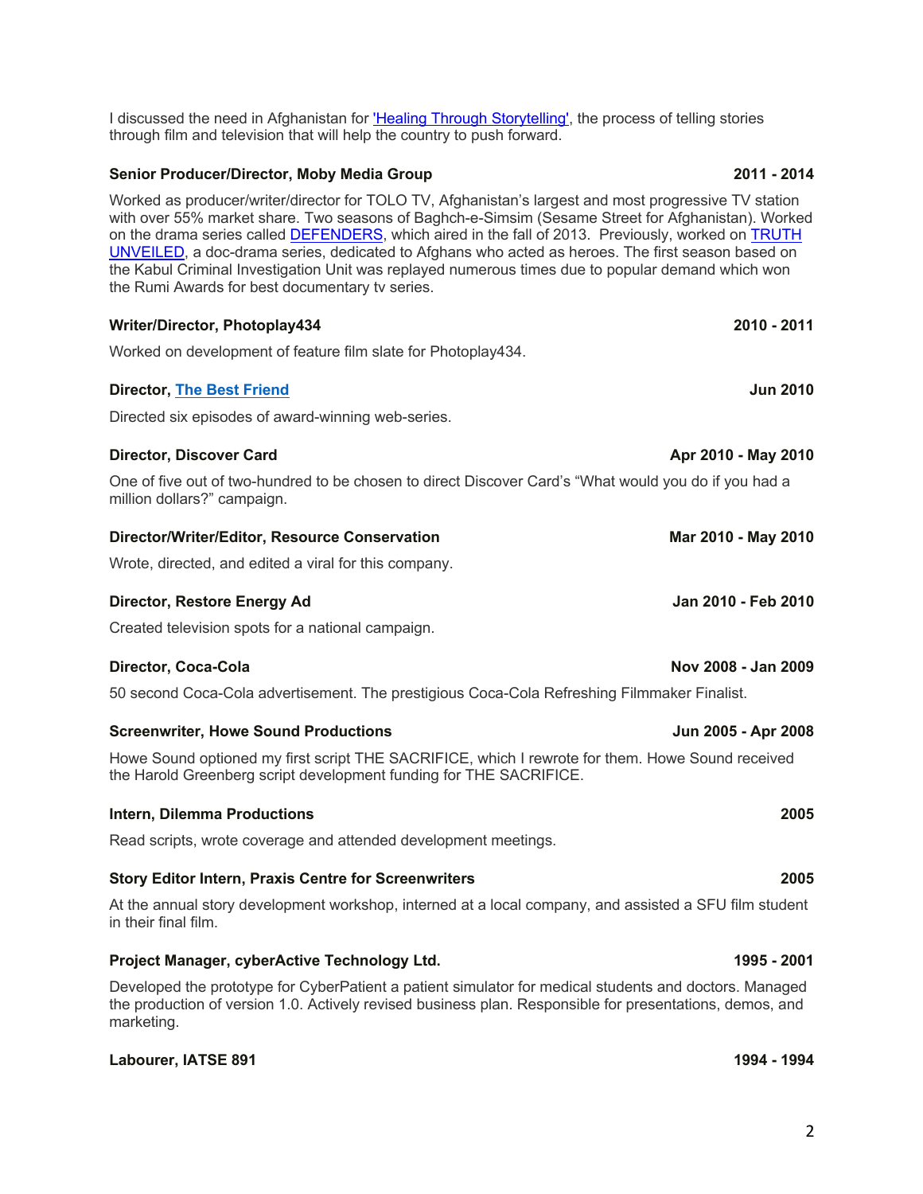I discussed the need in Afghanistan for 'Healing Through Storytelling', the process of telling stories through film and television that will help the country to push forward.

**Senior Producer/Director, Moby Media Group** **2011 - 2014**

Worked as producer/writer/director for TOLO TV, Afghanistan's largest and most progressive TV station with over 55% market share. Two seasons of Baghch-e-Simsim (Sesame Street for Afghanistan). Worked on the drama series called DEFENDERS, which aired in the fall of 2013. Previously, worked on TRUTH UNVEILED, a doc-drama series, dedicated to Afghans who acted as heroes. The first season based on the Kabul Criminal Investigation Unit was replayed numerous times due to popular demand which won the Rumi Awards for best documentary tv series.

**Writer/Director, Photoplay434** **2010 - 2011**

Worked on development of feature film slate for Photoplay434.

**Director, The Best Friend** **Jun 2010**

Directed six episodes of award-winning web-series.

**Director, Discover Card** **Apr 2010 - May 2010**

One of five out of two-hundred to be chosen to direct Discover Card's "What would you do if you had a million dollars?" campaign.

**Director/Writer/Editor, Resource Conservation** **Mar 2010 - May 2010**

Wrote, directed, and edited a viral for this company.

**Director, Restore Energy Ad** **Jan 2010 - Feb 2010**

Created television spots for a national campaign.

**Director, Coca-Cola** **Nov 2008 - Jan 2009**

50 second Coca-Cola advertisement. The prestigious Coca-Cola Refreshing Filmmaker Finalist.

**Screenwriter, Howe Sound Productions** **Jun 2005 - Apr 2008**

Howe Sound optioned my first script THE SACRIFICE, which I rewrote for them. Howe Sound received the Harold Greenberg script development funding for THE SACRIFICE.

**Intern, Dilemma Productions** **2005**

Read scripts, wrote coverage and attended development meetings.

**Story Editor Intern, Praxis Centre for Screenwriters** **2005**

At the annual story development workshop, interned at a local company, and assisted a SFU film student in their final film.

**Project Manager, cyberActive Technology Ltd.** **1995 - 2001**

Developed the prototype for CyberPatient a patient simulator for medical students and doctors. Managed the production of version 1.0. Actively revised business plan. Responsible for presentations, demos, and marketing.

**Labourer, IATSE 891** **1994 - 1994**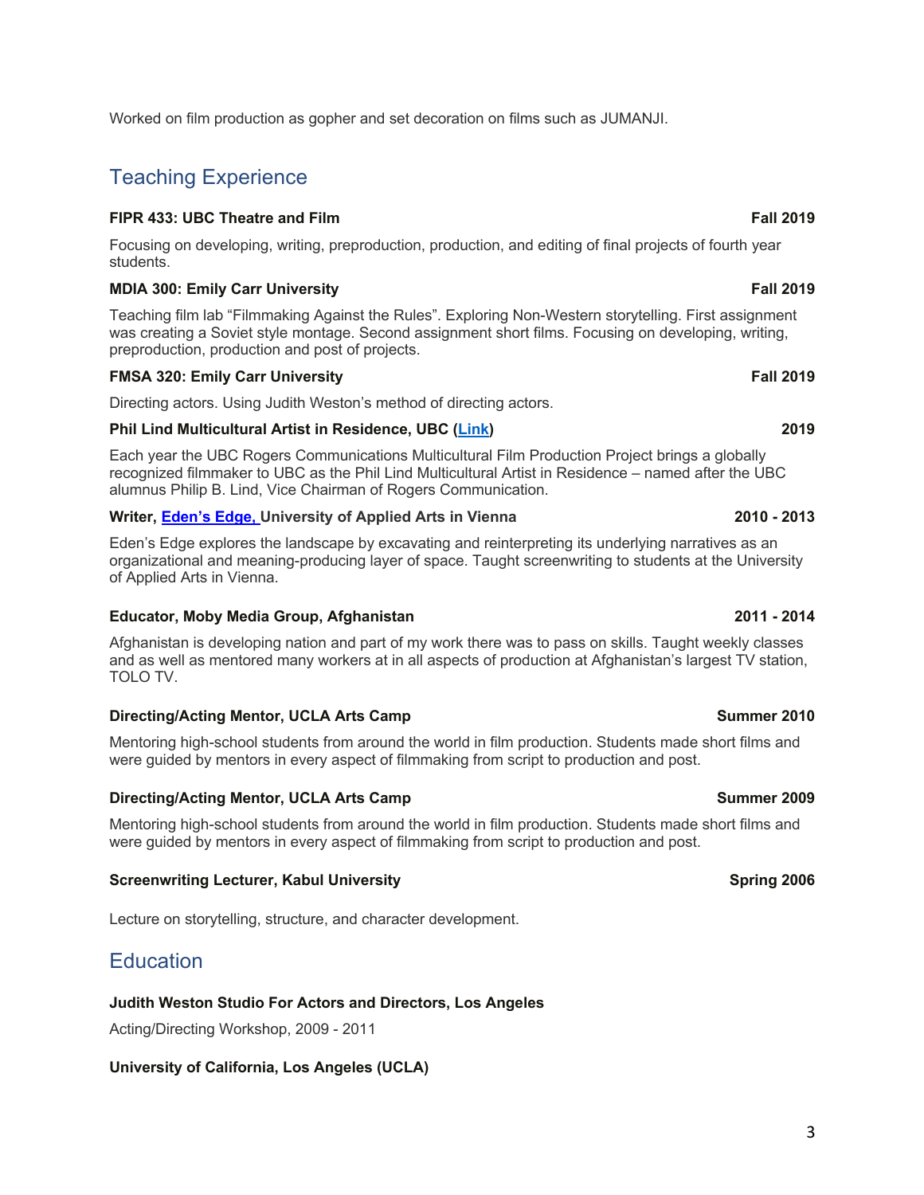Worked on film production as gopher and set decoration on films such as JUMANJI.

## Teaching Experience

**FIPR 433: UBC Theatre and Film** **Fall 2019**

Focusing on developing, writing, preproduction, production, and editing of final projects of fourth year students.

**MDIA 300: Emily Carr University** **Fall 2019**

Teaching film lab "Filmmaking Against the Rules". Exploring Non-Western storytelling. First assignment was creating a Soviet style montage. Second assignment short films. Focusing on developing, writing, preproduction, production and post of projects.

**FMSA 320: Emily Carr University** **Fall 2019**

Directing actors. Using Judith Weston's method of directing actors.

**Phil Lind Multicultural Artist in Residence, UBC (Link)** **2019**

Each year the UBC Rogers Communications Multicultural Film Production Project brings a globally recognized filmmaker to UBC as the Phil Lind Multicultural Artist in Residence – named after the UBC alumnus Philip B. Lind, Vice Chairman of Rogers Communication.

**Writer, Eden's Edge, University of Applied Arts in Vienna** **2010 - 2013**

Eden's Edge explores the landscape by excavating and reinterpreting its underlying narratives as an organizational and meaning-producing layer of space. Taught screenwriting to students at the University of Applied Arts in Vienna.

**Educator, Moby Media Group, Afghanistan** **2011 - 2014**

Afghanistan is developing nation and part of my work there was to pass on skills. Taught weekly classes and as well as mentored many workers at in all aspects of production at Afghanistan's largest TV station, TOLO TV.

**Directing/Acting Mentor, UCLA Arts Camp** **Summer 2010**

Mentoring high-school students from around the world in film production. Students made short films and were guided by mentors in every aspect of filmmaking from script to production and post.

**Directing/Acting Mentor, UCLA Arts Camp** **Summer 2009**

Mentoring high-school students from around the world in film production. Students made short films and were guided by mentors in every aspect of filmmaking from script to production and post.

**Screenwriting Lecturer, Kabul University** **Spring 2006**

Lecture on storytelling, structure, and character development.

## Education

**Judith Weston Studio For Actors and Directors, Los Angeles**

Acting/Directing Workshop, 2009 - 2011

**University of California, Los Angeles (UCLA)**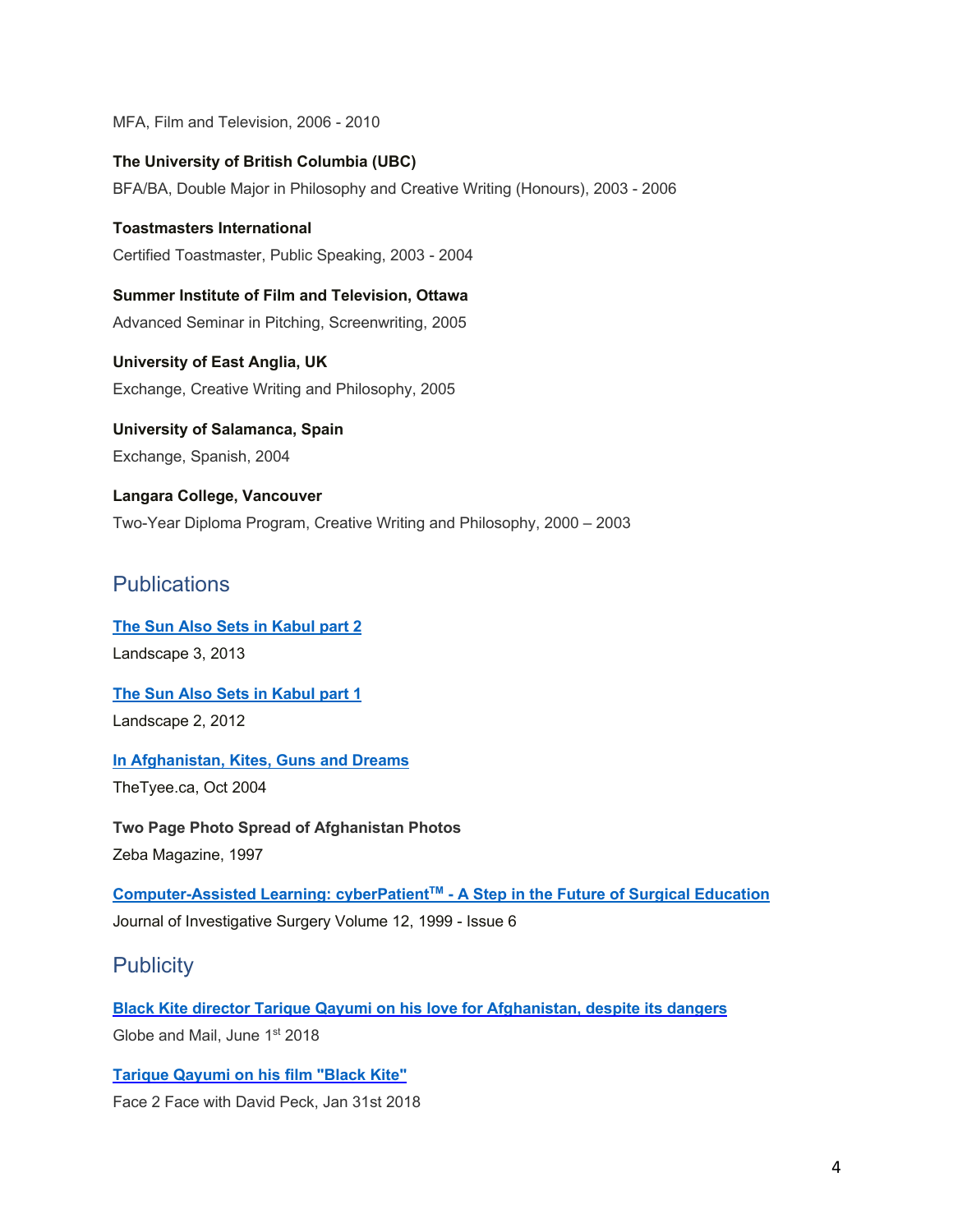MFA, Film and Television, 2006 - 2010

**The University of British Columbia (UBC)**

BFA/BA, Double Major in Philosophy and Creative Writing (Honours), 2003 - 2006

**Toastmasters International**

Certified Toastmaster, Public Speaking, 2003 - 2004

**Summer Institute of Film and Television, Ottawa**

Advanced Seminar in Pitching, Screenwriting, 2005

**University of East Anglia, UK**

Exchange, Creative Writing and Philosophy, 2005

**University of Salamanca, Spain**

Exchange, Spanish, 2004

**Langara College, Vancouver**

Two-Year Diploma Program, Creative Writing and Philosophy, 2000 – 2003

## Publications

**The Sun Also Sets in Kabul part 2**

Landscape 3, 2013

**The Sun Also Sets in Kabul part 1**

Landscape 2, 2012

**In Afghanistan, Kites, Guns and Dreams**

TheTyee.ca, Oct 2004

**Two Page Photo Spread of Afghanistan Photos**

Zeba Magazine, 1997

**Computer-Assisted Learning: cyberPatient™ - A Step in the Future of Surgical Education**

Journal of Investigative Surgery Volume 12, 1999 - Issue 6

## Publicity

**Black Kite director Tarique Qayumi on his love for Afghanistan, despite its dangers**

Globe and Mail, June 1st 2018

**Tarique Qayumi on his film "Black Kite"**

Face 2 Face with David Peck, Jan 31st 2018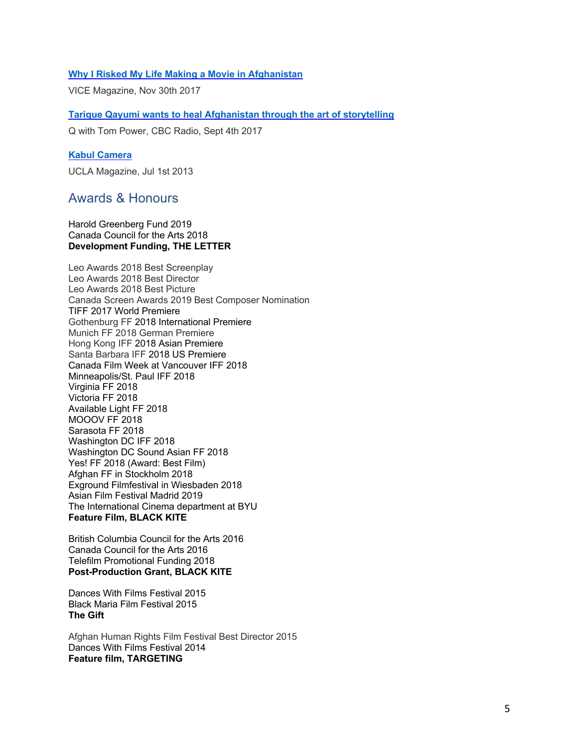**[Why I Risked My Life Making a Movie in Afghanistan]()**

VICE Magazine, Nov 30th 2017

**[Tarique Qayumi wants to heal Afghanistan through the art of storytelling]()**

Q with Tom Power, CBC Radio, Sept 4th 2017

**[Kabul Camera]()**

UCLA Magazine, Jul 1st 2013

## Awards & Honours

Harold Greenberg Fund 2019
Canada Council for the Arts 2018
**Development Funding, THE LETTER**

Leo Awards 2018 Best Screenplay
Leo Awards 2018 Best Director
Leo Awards 2018 Best Picture
Canada Screen Awards 2019 Best Composer Nomination
TIFF 2017 World Premiere
Gothenburg FF 2018 International Premiere
Munich FF 2018 German Premiere
Hong Kong IFF 2018 Asian Premiere
Santa Barbara IFF 2018 US Premiere
Canada Film Week at Vancouver IFF 2018
Minneapolis/St. Paul IFF 2018
Virginia FF 2018
Victoria FF 2018
Available Light FF 2018
MOOOV FF 2018
Sarasota FF 2018
Washington DC IFF 2018
Washington DC Sound Asian FF 2018
Yes! FF 2018 (Award: Best Film)
Afghan FF in Stockholm 2018
Exground Filmfestival in Wiesbaden 2018
Asian Film Festival Madrid 2019
The International Cinema department at BYU
**Feature Film, BLACK KITE**

British Columbia Council for the Arts 2016
Canada Council for the Arts 2016
Telefilm Promotional Funding 2018
**Post-Production Grant, BLACK KITE**

Dances With Films Festival 2015
Black Maria Film Festival 2015
**The Gift**

Afghan Human Rights Film Festival Best Director 2015
Dances With Films Festival 2014
**Feature film, TARGETING**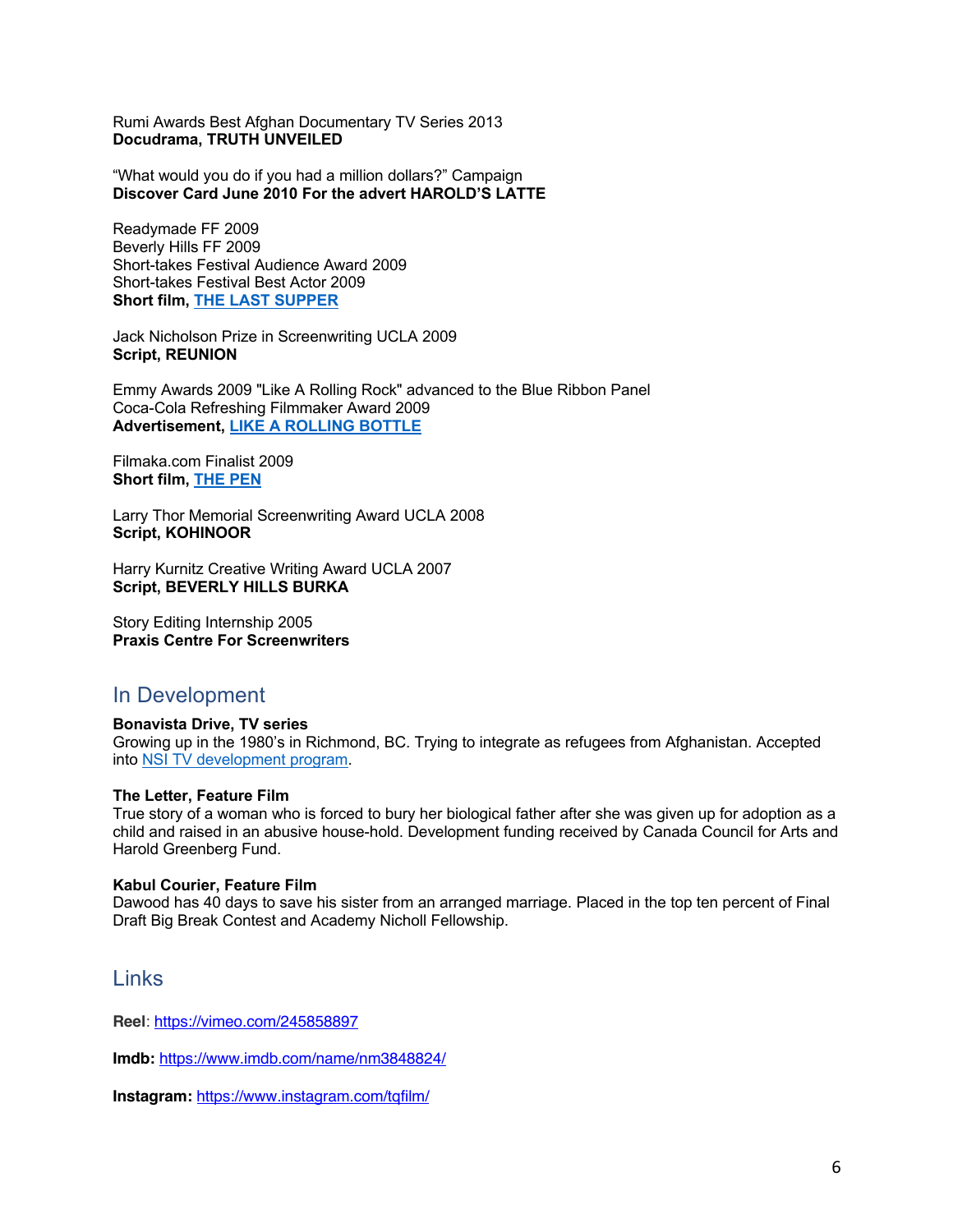Rumi Awards Best Afghan Documentary TV Series 2013
**Docudrama, TRUTH UNVEILED**

"What would you do if you had a million dollars?" Campaign
**Discover Card June 2010 For the advert HAROLD'S LATTE**

Readymade FF 2009
Beverly Hills FF 2009
Short-takes Festival Audience Award 2009
Short-takes Festival Best Actor 2009
**Short film, THE LAST SUPPER**

Jack Nicholson Prize in Screenwriting UCLA 2009
**Script, REUNION**

Emmy Awards 2009 "Like A Rolling Rock" advanced to the Blue Ribbon Panel
Coca-Cola Refreshing Filmmaker Award 2009
**Advertisement, LIKE A ROLLING BOTTLE**

Filmaka.com Finalist 2009
**Short film, THE PEN**

Larry Thor Memorial Screenwriting Award UCLA 2008
**Script, KOHINOOR**

Harry Kurnitz Creative Writing Award UCLA 2007
**Script, BEVERLY HILLS BURKA**

Story Editing Internship 2005
**Praxis Centre For Screenwriters**

## In Development

**Bonavista Drive, TV series**
Growing up in the 1980's in Richmond, BC. Trying to integrate as refugees from Afghanistan. Accepted into NSI TV development program.

**The Letter, Feature Film**
True story of a woman who is forced to bury her biological father after she was given up for adoption as a child and raised in an abusive house-hold. Development funding received by Canada Council for Arts and Harold Greenberg Fund.

**Kabul Courier, Feature Film**
Dawood has 40 days to save his sister from an arranged marriage. Placed in the top ten percent of Final Draft Big Break Contest and Academy Nicholl Fellowship.

## Links

**Reel**: https://vimeo.com/245858897

**Imdb:** https://www.imdb.com/name/nm3848824/

**Instagram:** https://www.instagram.com/tqfilm/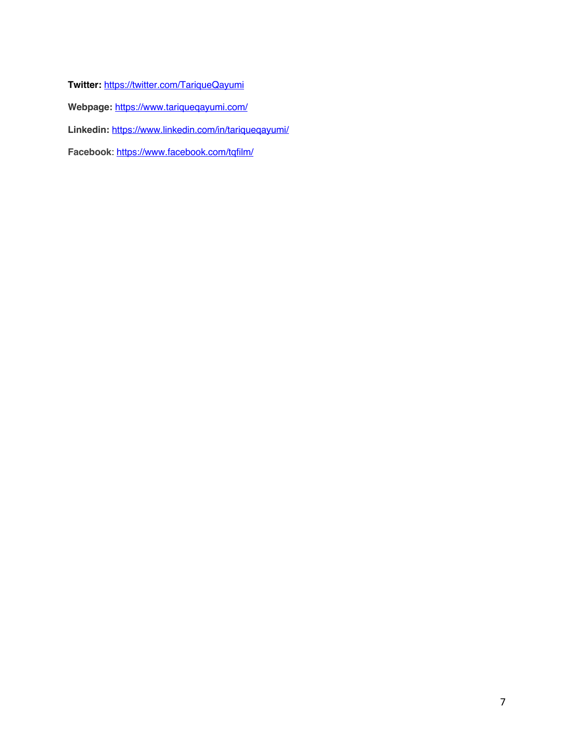**Twitter:** https://twitter.com/TariqueQayumi

**Webpage:** https://www.tariqueqayumi.com/

**Linkedin:** https://www.linkedin.com/in/tariqueqayumi/

**Facebook**: https://www.facebook.com/tqfilm/